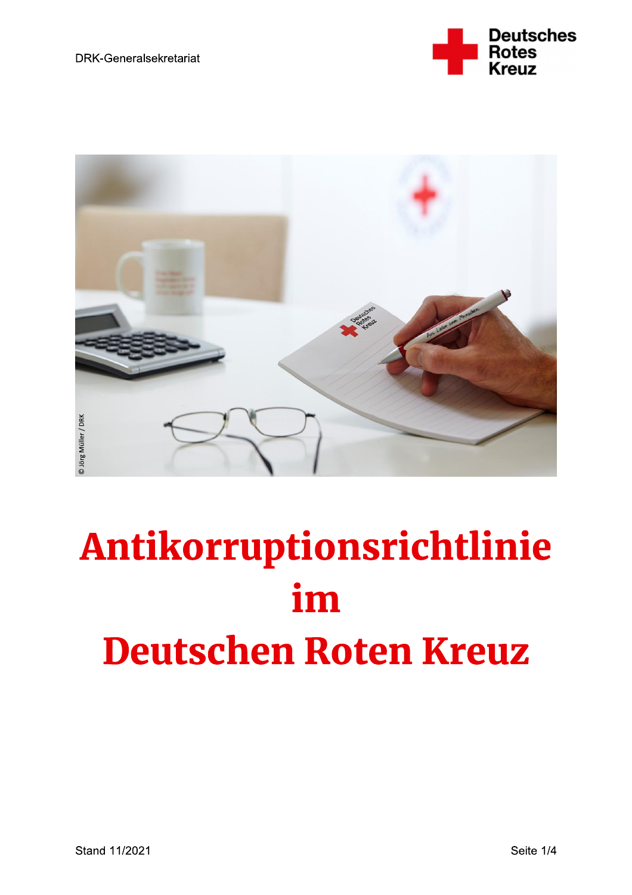DRK-Generalsekretariat

# Antikorruptionsrichtlinie im Deutschen Roten Kreuz

Stand 11/2021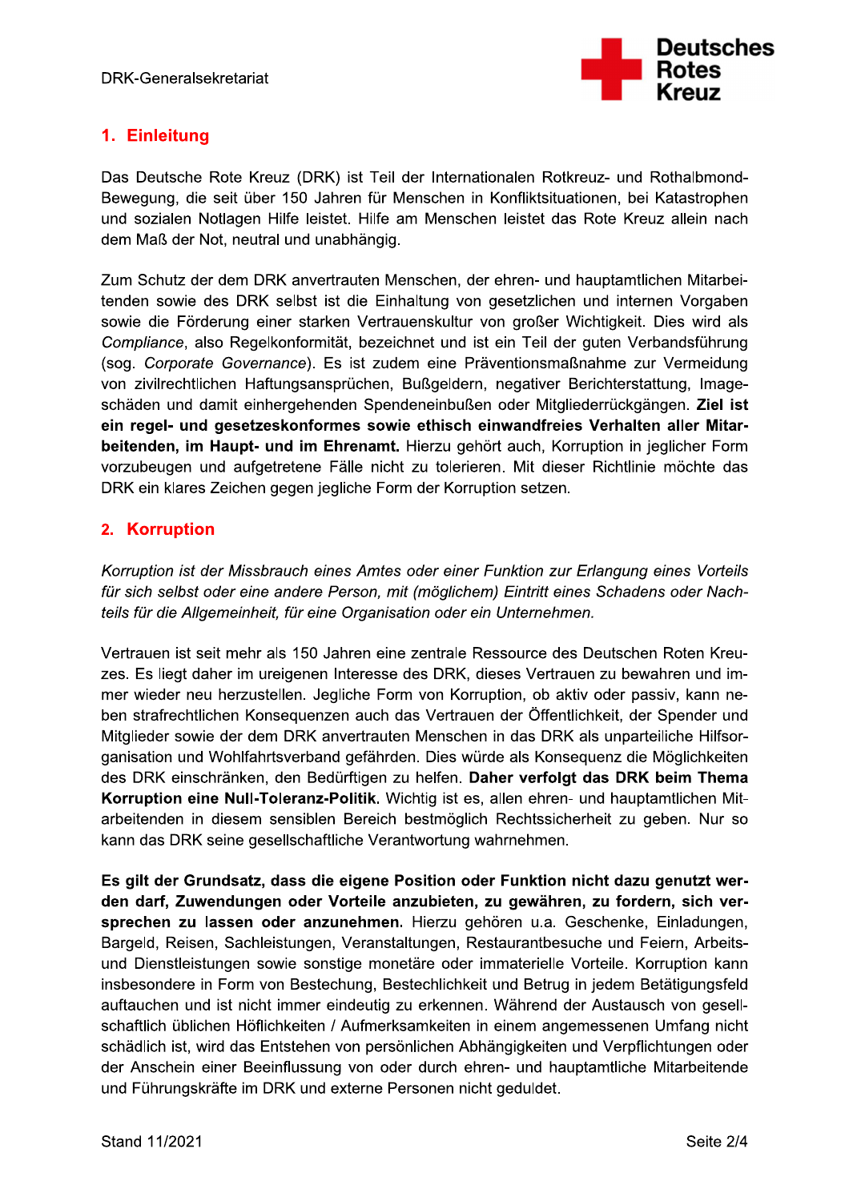## 1. Einleitung

Das Deutsche Rote Kreuz (DRK) ist Teil der Internationalen Rotkreuz- und Rothalbmond-Bewegung, die seit über 150 Jahren für Menschen in Konfliktsituationen, bei Katastrophen und sozialen Notlagen Hilfe leistet. Hilfe am Menschen leistet das Rote Kreuz allein nach dem Maß der Not, neutral und unabhängig.

Zum Schutz der dem DRK anvertrauten Menschen, der ehren- und hauptamtlichen Mitarbeitenden sowie des DRK selbst ist die Einhaltung von gesetzlichen und internen Vorgaben sowie die Förderung einer starken Vertrauenskultur von großer Wichtigkeit. Dies wird als *Compliance*, also Regelkonformität, bezeichnet und ist ein Teil der guten Verbandsführung (sog. *Corporate Governance*). Es ist zudem eine Präventionsmaßnahme zur Vermeidung von zivilrechtlichen Haftungsansprüchen, Bußgeldern, negativer Berichterstattung, Imageschäden und damit einhergehenden Spendeneinbußen oder Mitgliederrückgängen. **Ziel ist ein regel- und gesetzeskonformes sowie ethisch einwandfreies Verhalten aller Mitarbeitenden, im Haupt- und im Ehrenamt.** Hierzu gehört auch, Korruption in jeglicher Form vorzubeugen und aufgetretene Fälle nicht zu tolerieren. Mit dieser Richtlinie möchte das DRK ein klares Zeichen gegen jegliche Form der Korruption setzen.

## 2. Korruption

*Korruption ist der Missbrauch eines Amtes oder einer Funktion zur Erlangung eines Vorteils für sich selbst oder eine andere Person, mit (möglichem) Eintritt eines Schadens oder Nachteils für die Allgemeinheit, für eine Organisation oder ein Unternehmen.*

Vertrauen ist seit mehr als 150 Jahren eine zentrale Ressource des Deutschen Roten Kreuzes. Es liegt daher im ureigenen Interesse des DRK, dieses Vertrauen zu bewahren und immer wieder neu herzustellen. Jegliche Form von Korruption, ob aktiv oder passiv, kann neben strafrechtlichen Konsequenzen auch das Vertrauen der Öffentlichkeit, der Spender und Mitglieder sowie der dem DRK anvertrauten Menschen in das DRK als unparteiliche Hilfsorganisation und Wohlfahrtsverband gefährden. Dies würde als Konsequenz die Möglichkeiten des DRK einschränken, den Bedürftigen zu helfen. **Daher verfolgt das DRK beim Thema Korruption eine Null-Toleranz-Politik.** Wichtig ist es, allen ehren- und hauptamtlichen Mitarbeitenden in diesem sensiblen Bereich bestmöglich Rechtssicherheit zu geben. Nur so kann das DRK seine gesellschaftliche Verantwortung wahrnehmen.

**Es gilt der Grundsatz, dass die eigene Position oder Funktion nicht dazu genutzt werden darf, Zuwendungen oder Vorteile anzubieten, zu gewähren, zu fordern, sich versprechen zu lassen oder anzunehmen.** Hierzu gehören u.a. Geschenke, Einladungen, Bargeld, Reisen, Sachleistungen, Veranstaltungen, Restaurantbesuche und Feiern, Arbeits- und Dienstleistungen sowie sonstige monetäre oder immaterielle Vorteile. Korruption kann insbesondere in Form von Bestechung, Bestechlichkeit und Betrug in jedem Betätigungsfeld auftauchen und ist nicht immer eindeutig zu erkennen. Während der Austausch von gesellschaftlich üblichen Höflichkeiten / Aufmerksamkeiten in einem angemessenen Umfang nicht schädlich ist, wird das Entstehen von persönlichen Abhängigkeiten und Verpflichtungen oder der Anschein einer Beeinflussung von oder durch ehren- und hauptamtliche Mitarbeitende und Führungskräfte im DRK und externe Personen nicht geduldet.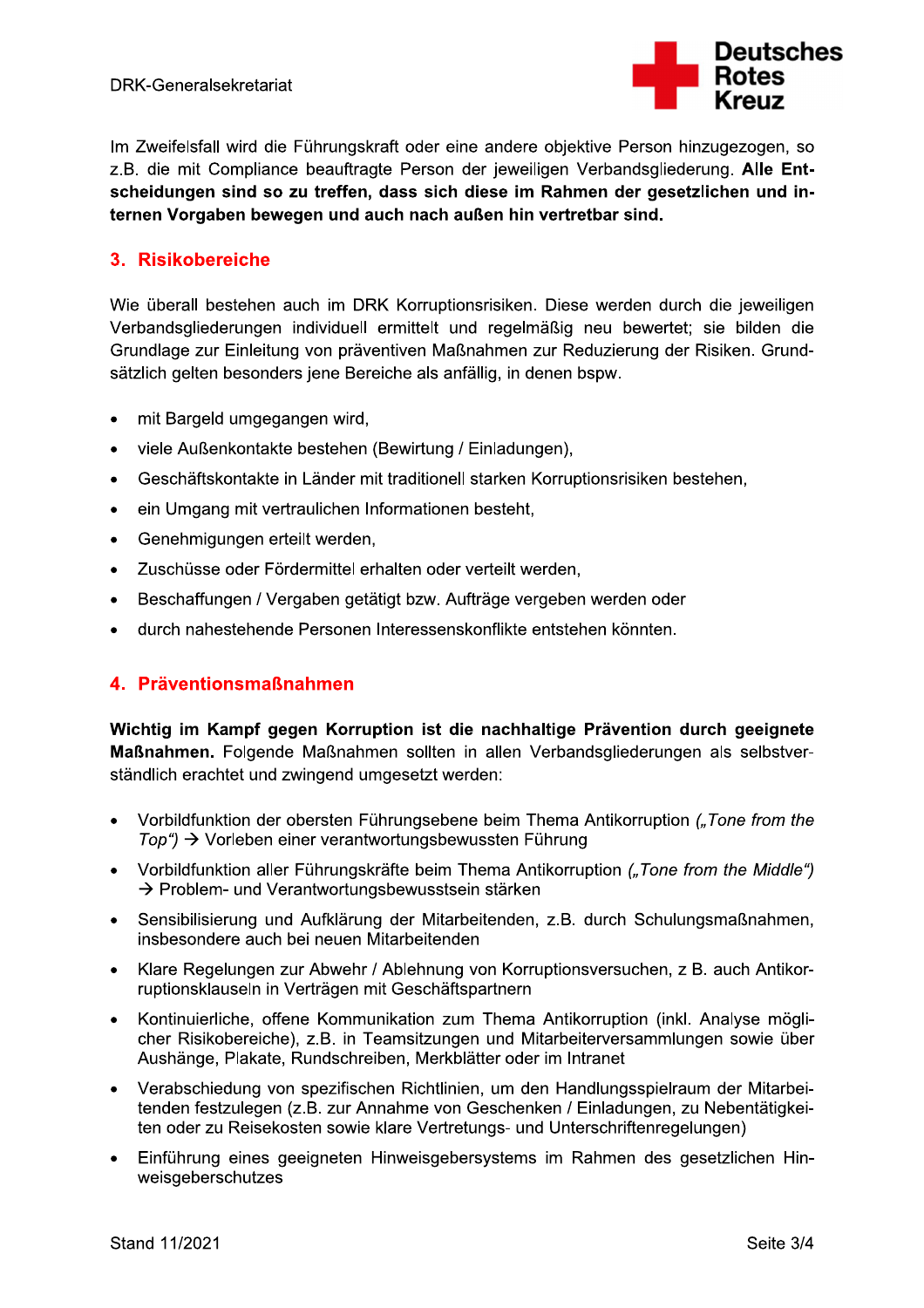Im Zweifelsfall wird die Führungskraft oder eine andere objektive Person hinzugezogen, so z.B. die mit Compliance beauftragte Person der jeweiligen Verbandsgliederung. **Alle Entscheidungen sind so zu treffen, dass sich diese im Rahmen der gesetzlichen und internen Vorgaben bewegen und auch nach außen hin vertretbar sind.**

## 3. Risikobereiche

Wie überall bestehen auch im DRK Korruptionsrisiken. Diese werden durch die jeweiligen Verbandsgliederungen individuell ermittelt und regelmäßig neu bewertet; sie bilden die Grundlage zur Einleitung von präventiven Maßnahmen zur Reduzierung der Risiken. Grundsätzlich gelten besonders jene Bereiche als anfällig, in denen bspw.

- mit Bargeld umgegangen wird,
- viele Außenkontakte bestehen (Bewirtung / Einladungen),
- Geschäftskontakte in Länder mit traditionell starken Korruptionsrisiken bestehen,
- ein Umgang mit vertraulichen Informationen besteht,
- Genehmigungen erteilt werden,
- Zuschüsse oder Fördermittel erhalten oder verteilt werden,
- Beschaffungen / Vergaben getätigt bzw. Aufträge vergeben werden oder
- durch nahestehende Personen Interessenskonflikte entstehen könnten.

## 4. Präventionsmaßnahmen

**Wichtig im Kampf gegen Korruption ist die nachhaltige Prävention durch geeignete Maßnahmen.** Folgende Maßnahmen sollten in allen Verbandsgliederungen als selbstverständlich erachtet und zwingend umgesetzt werden:

- Vorbildfunktion der obersten Führungsebene beim Thema Antikorruption *(„Tone from the Top“)* → Vorleben einer verantwortungsbewussten Führung
- Vorbildfunktion aller Führungskräfte beim Thema Antikorruption *(„Tone from the Middle“)* → Problem- und Verantwortungsbewusstsein stärken
- Sensibilisierung und Aufklärung der Mitarbeitenden, z.B. durch Schulungsmaßnahmen, insbesondere auch bei neuen Mitarbeitenden
- Klare Regelungen zur Abwehr / Ablehnung von Korruptionsversuchen, z B. auch Antikorruptionsklauseln in Verträgen mit Geschäftspartnern
- Kontinuierliche, offene Kommunikation zum Thema Antikorruption (inkl. Analyse möglicher Risikobereiche), z.B. in Teamsitzungen und Mitarbeiterversammlungen sowie über Aushänge, Plakate, Rundschreiben, Merkblätter oder im Intranet
- Verabschiedung von spezifischen Richtlinien, um den Handlungsspielraum der Mitarbeitenden festzulegen (z.B. zur Annahme von Geschenken / Einladungen, zu Nebentätigkeiten oder zu Reisekosten sowie klare Vertretungs- und Unterschriftenregelungen)
- Einführung eines geeigneten Hinweisgebersystems im Rahmen des gesetzlichen Hinweisgeberschutzes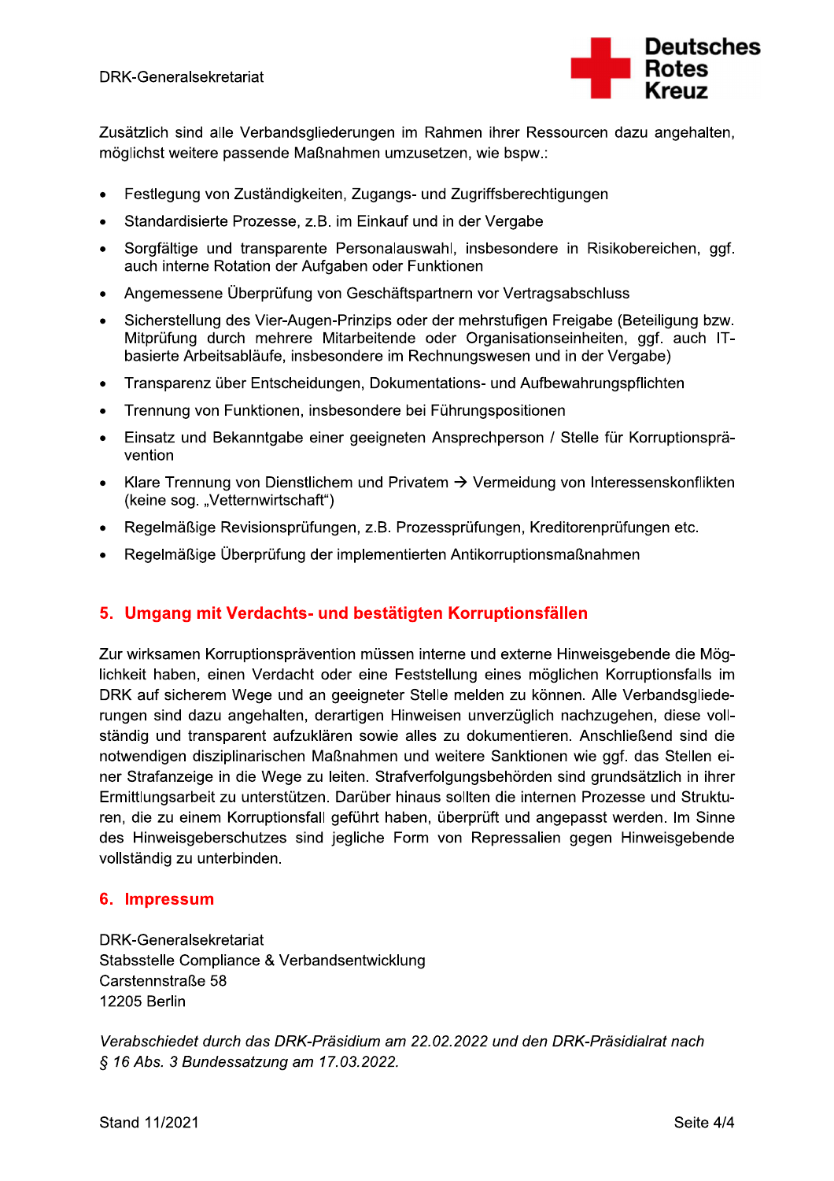Zusätzlich sind alle Verbandsgliederungen im Rahmen ihrer Ressourcen dazu angehalten, möglichst weitere passende Maßnahmen umzusetzen, wie bspw.:

- Festlegung von Zuständigkeiten, Zugangs- und Zugriffsberechtigungen
- Standardisierte Prozesse, z.B. im Einkauf und in der Vergabe
- Sorgfältige und transparente Personalauswahl, insbesondere in Risikobereichen, ggf. auch interne Rotation der Aufgaben oder Funktionen
- Angemessene Überprüfung von Geschäftspartnern vor Vertragsabschluss
- Sicherstellung des Vier-Augen-Prinzips oder der mehrstufigen Freigabe (Beteiligung bzw. Mitprüfung durch mehrere Mitarbeitende oder Organisationseinheiten, ggf. auch IT-basierte Arbeitsabläufe, insbesondere im Rechnungswesen und in der Vergabe)
- Transparenz über Entscheidungen, Dokumentations- und Aufbewahrungspflichten
- Trennung von Funktionen, insbesondere bei Führungspositionen
- Einsatz und Bekanntgabe einer geeigneten Ansprechperson / Stelle für Korruptionsprävention
- Klare Trennung von Dienstlichem und Privatem → Vermeidung von Interessenskonflikten (keine sog. „Vetternwirtschaft")
- Regelmäßige Revisionsprüfungen, z.B. Prozessprüfungen, Kreditorenprüfungen etc.
- Regelmäßige Überprüfung der implementierten Antikorruptionsmaßnahmen

## 5. Umgang mit Verdachts- und bestätigten Korruptionsfällen

Zur wirksamen Korruptionsprävention müssen interne und externe Hinweisgebende die Möglichkeit haben, einen Verdacht oder eine Feststellung eines möglichen Korruptionsfalls im DRK auf sicherem Wege und an geeigneter Stelle melden zu können. Alle Verbandsgliederungen sind dazu angehalten, derartigen Hinweisen unverzüglich nachzugehen, diese vollständig und transparent aufzuklären sowie alles zu dokumentieren. Anschließend sind die notwendigen disziplinarischen Maßnahmen und weitere Sanktionen wie ggf. das Stellen einer Strafanzeige in die Wege zu leiten. Strafverfolgungsbehörden sind grundsätzlich in ihrer Ermittlungsarbeit zu unterstützen. Darüber hinaus sollten die internen Prozesse und Strukturen, die zu einem Korruptionsfall geführt haben, überprüft und angepasst werden. Im Sinne des Hinweisgeberschutzes sind jegliche Form von Repressalien gegen Hinweisgebende vollständig zu unterbinden.

## 6. Impressum

DRK-Generalsekretariat
Stabsstelle Compliance & Verbandsentwicklung
Carstennstraße 58
12205 Berlin

*Verabschiedet durch das DRK-Präsidium am 22.02.2022 und den DRK-Präsidialrat nach § 16 Abs. 3 Bundessatzung am 17.03.2022.*

Stand 11/2021